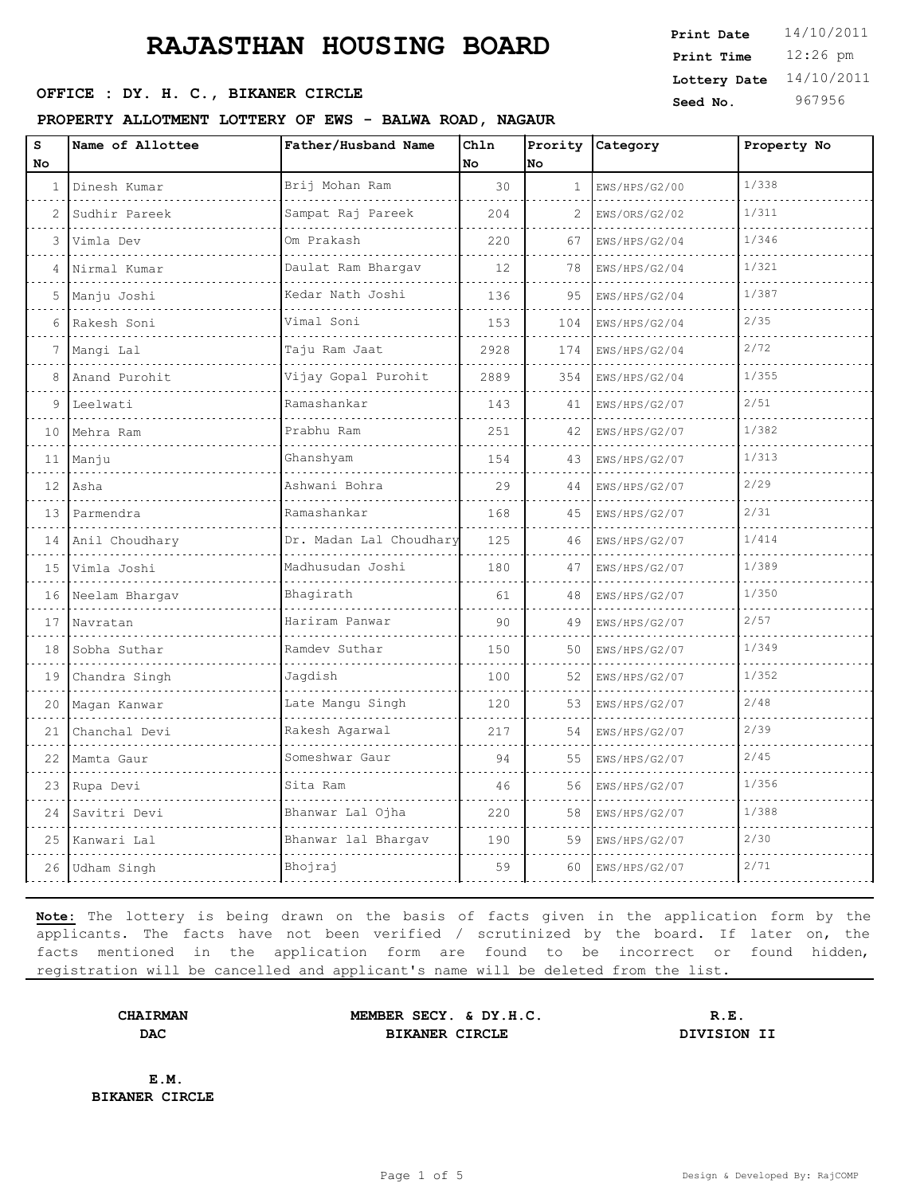# RAJASTHAN HOUSING BOARD

**Print Date** 14/10/2011
**Print Time** 12:26 pm
**Lottery Date** 14/10/2011
**Seed No.** 967956

**OFFICE : DY. H. C., BIKANER CIRCLE**

**PROPERTY ALLOTMENT LOTTERY OF EWS - BALWA ROAD, NAGAUR**

| S No | Name of Allottee | Father/Husband Name | Chln No | Prority No | Category | Property No |
|---|---|---|---|---|---|---|
| 1 | Dinesh Kumar | Brij Mohan Ram | 30 | 1 | EWS/HPS/G2/00 | 1/338 |
| 2 | Sudhir Pareek | Sampat Raj Pareek | 204 | 2 | EWS/ORS/G2/02 | 1/311 |
| 3 | Vimla Dev | Om Prakash | 220 | 67 | EWS/HPS/G2/04 | 1/346 |
| 4 | Nirmal Kumar | Daulat Ram Bhargav | 12 | 78 | EWS/HPS/G2/04 | 1/321 |
| 5 | Manju Joshi | Kedar Nath Joshi | 136 | 95 | EWS/HPS/G2/04 | 1/387 |
| 6 | Rakesh Soni | Vimal Soni | 153 | 104 | EWS/HPS/G2/04 | 2/35 |
| 7 | Mangi Lal | Taju Ram Jaat | 2928 | 174 | EWS/HPS/G2/04 | 2/72 |
| 8 | Anand Purohit | Vijay Gopal Purohit | 2889 | 354 | EWS/HPS/G2/04 | 1/355 |
| 9 | Leelwati | Ramashankar | 143 | 41 | EWS/HPS/G2/07 | 2/51 |
| 10 | Mehra Ram | Prabhu Ram | 251 | 42 | EWS/HPS/G2/07 | 1/382 |
| 11 | Manju | Ghanshyam | 154 | 43 | EWS/HPS/G2/07 | 1/313 |
| 12 | Asha | Ashwani Bohra | 29 | 44 | EWS/HPS/G2/07 | 2/29 |
| 13 | Parmendra | Ramashankar | 168 | 45 | EWS/HPS/G2/07 | 2/31 |
| 14 | Anil Choudhary | Dr. Madan Lal Choudhary | 125 | 46 | EWS/HPS/G2/07 | 1/414 |
| 15 | Vimla Joshi | Madhusudan Joshi | 180 | 47 | EWS/HPS/G2/07 | 1/389 |
| 16 | Neelam Bhargav | Bhagirath | 61 | 48 | EWS/HPS/G2/07 | 1/350 |
| 17 | Navratan | Hariram Panwar | 90 | 49 | EWS/HPS/G2/07 | 2/57 |
| 18 | Sobha Suthar | Ramdev Suthar | 150 | 50 | EWS/HPS/G2/07 | 1/349 |
| 19 | Chandra Singh | Jagdish | 100 | 52 | EWS/HPS/G2/07 | 1/352 |
| 20 | Magan Kanwar | Late Mangu Singh | 120 | 53 | EWS/HPS/G2/07 | 2/48 |
| 21 | Chanchal Devi | Rakesh Agarwal | 217 | 54 | EWS/HPS/G2/07 | 2/39 |
| 22 | Mamta Gaur | Someshwar Gaur | 94 | 55 | EWS/HPS/G2/07 | 2/45 |
| 23 | Rupa Devi | Sita Ram | 46 | 56 | EWS/HPS/G2/07 | 1/356 |
| 24 | Savitri Devi | Bhanwar Lal Ojha | 220 | 58 | EWS/HPS/G2/07 | 1/388 |
| 25 | Kanwari Lal | Bhanwar lal Bhargav | 190 | 59 | EWS/HPS/G2/07 | 2/30 |
| 26 | Udham Singh | Bhojraj | 59 | 60 | EWS/HPS/G2/07 | 2/71 |

**Note:** The lottery is being drawn on the basis of facts given in the application form by the applicants. The facts have not been verified / scrutinized by the board. If later on, the facts mentioned in the application form are found to be incorrect or found hidden, registration will be cancelled and applicant's name will be deleted from the list.

**CHAIRMAN**
**DAC**

**MEMBER SECY. & DY.H.C.**
**BIKANER CIRCLE**

**R.E.**
**DIVISION II**

**E.M.**
**BIKANER CIRCLE**

Design & Developed By: RajCOMP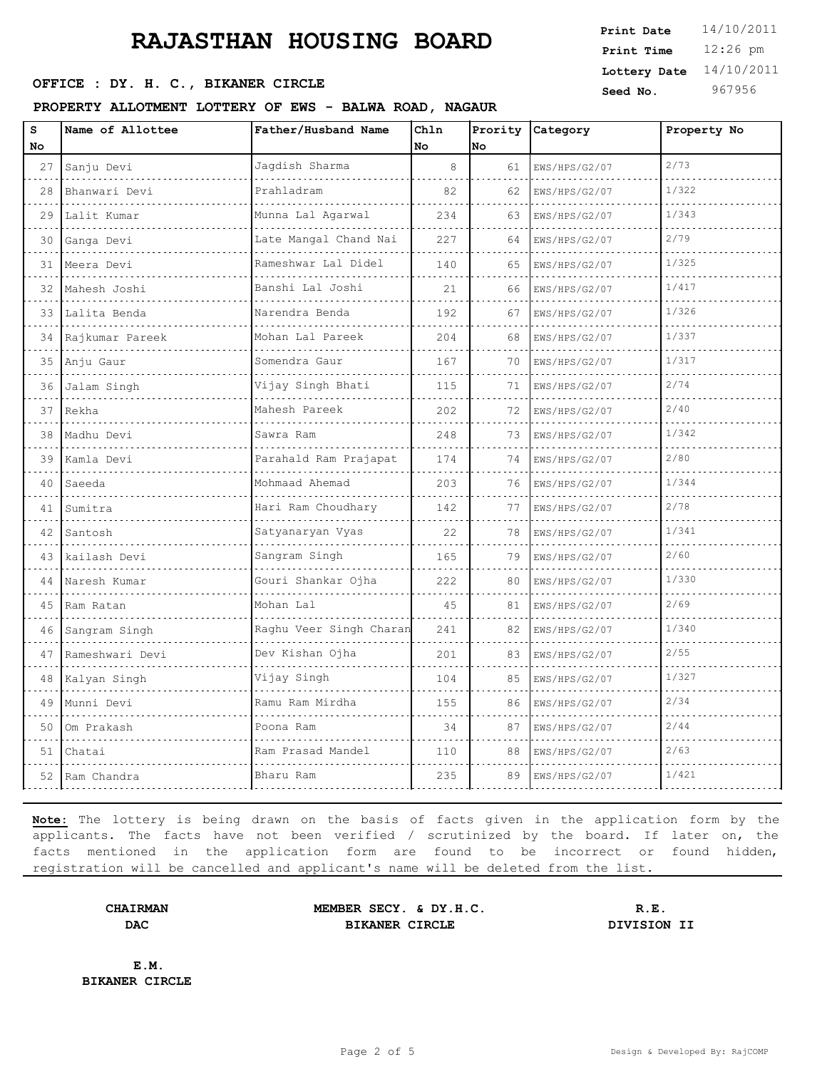# RAJASTHAN HOUSING BOARD

**Print Date** 14/10/2011
**Print Time** 12:26 pm
**Lottery Date** 14/10/2011
**Seed No.** 967956

**OFFICE : DY. H. C., BIKANER CIRCLE**

**PROPERTY ALLOTMENT LOTTERY OF EWS - BALWA ROAD, NAGAUR**

| S No | Name of Allottee | Father/Husband Name | Chln No | Prority No | Category | Property No |
|---|---|---|---|---|---|---|
| 27 | Sanju Devi | Jagdish Sharma | 8 | 61 | EWS/HPS/G2/07 | 2/73 |
| 28 | Bhanwari Devi | Prahladram | 82 | 62 | EWS/HPS/G2/07 | 1/322 |
| 29 | Lalit Kumar | Munna Lal Agarwal | 234 | 63 | EWS/HPS/G2/07 | 1/343 |
| 30 | Ganga Devi | Late Mangal Chand Nai | 227 | 64 | EWS/HPS/G2/07 | 2/79 |
| 31 | Meera Devi | Rameshwar Lal Didel | 140 | 65 | EWS/HPS/G2/07 | 1/325 |
| 32 | Mahesh Joshi | Banshi Lal Joshi | 21 | 66 | EWS/HPS/G2/07 | 1/417 |
| 33 | Lalita Benda | Narendra Benda | 192 | 67 | EWS/HPS/G2/07 | 1/326 |
| 34 | Rajkumar Pareek | Mohan Lal Pareek | 204 | 68 | EWS/HPS/G2/07 | 1/337 |
| 35 | Anju Gaur | Somendra Gaur | 167 | 70 | EWS/HPS/G2/07 | 1/317 |
| 36 | Jalam Singh | Vijay Singh Bhati | 115 | 71 | EWS/HPS/G2/07 | 2/74 |
| 37 | Rekha | Mahesh Pareek | 202 | 72 | EWS/HPS/G2/07 | 2/40 |
| 38 | Madhu Devi | Sawra Ram | 248 | 73 | EWS/HPS/G2/07 | 1/342 |
| 39 | Kamla Devi | Parahald Ram Prajapat | 174 | 74 | EWS/HPS/G2/07 | 2/80 |
| 40 | Saeeda | Mohmaad Ahemad | 203 | 76 | EWS/HPS/G2/07 | 1/344 |
| 41 | Sumitra | Hari Ram Choudhary | 142 | 77 | EWS/HPS/G2/07 | 2/78 |
| 42 | Santosh | Satyanaryan Vyas | 22 | 78 | EWS/HPS/G2/07 | 1/341 |
| 43 | kailash Devi | Sangram Singh | 165 | 79 | EWS/HPS/G2/07 | 2/60 |
| 44 | Naresh Kumar | Gouri Shankar Ojha | 222 | 80 | EWS/HPS/G2/07 | 1/330 |
| 45 | Ram Ratan | Mohan Lal | 45 | 81 | EWS/HPS/G2/07 | 2/69 |
| 46 | Sangram Singh | Raghu Veer Singh Charan | 241 | 82 | EWS/HPS/G2/07 | 1/340 |
| 47 | Rameshwari Devi | Dev Kishan Ojha | 201 | 83 | EWS/HPS/G2/07 | 2/55 |
| 48 | Kalyan Singh | Vijay Singh | 104 | 85 | EWS/HPS/G2/07 | 1/327 |
| 49 | Munni Devi | Ramu Ram Mirdha | 155 | 86 | EWS/HPS/G2/07 | 2/34 |
| 50 | Om Prakash | Poona Ram | 34 | 87 | EWS/HPS/G2/07 | 2/44 |
| 51 | Chatai | Ram Prasad Mandel | 110 | 88 | EWS/HPS/G2/07 | 2/63 |
| 52 | Ram Chandra | Bharu Ram | 235 | 89 | EWS/HPS/G2/07 | 1/421 |

**Note:** The lottery is being drawn on the basis of facts given in the application form by the applicants. The facts have not been verified / scrutinized by the board. If later on, the facts mentioned in the application form are found to be incorrect or found hidden, registration will be cancelled and applicant's name will be deleted from the list.

**CHAIRMAN**
**DAC**

**MEMBER SECY. & DY.H.C.**
**BIKANER CIRCLE**

**R.E.**
**DIVISION II**

**E.M.**
**BIKANER CIRCLE**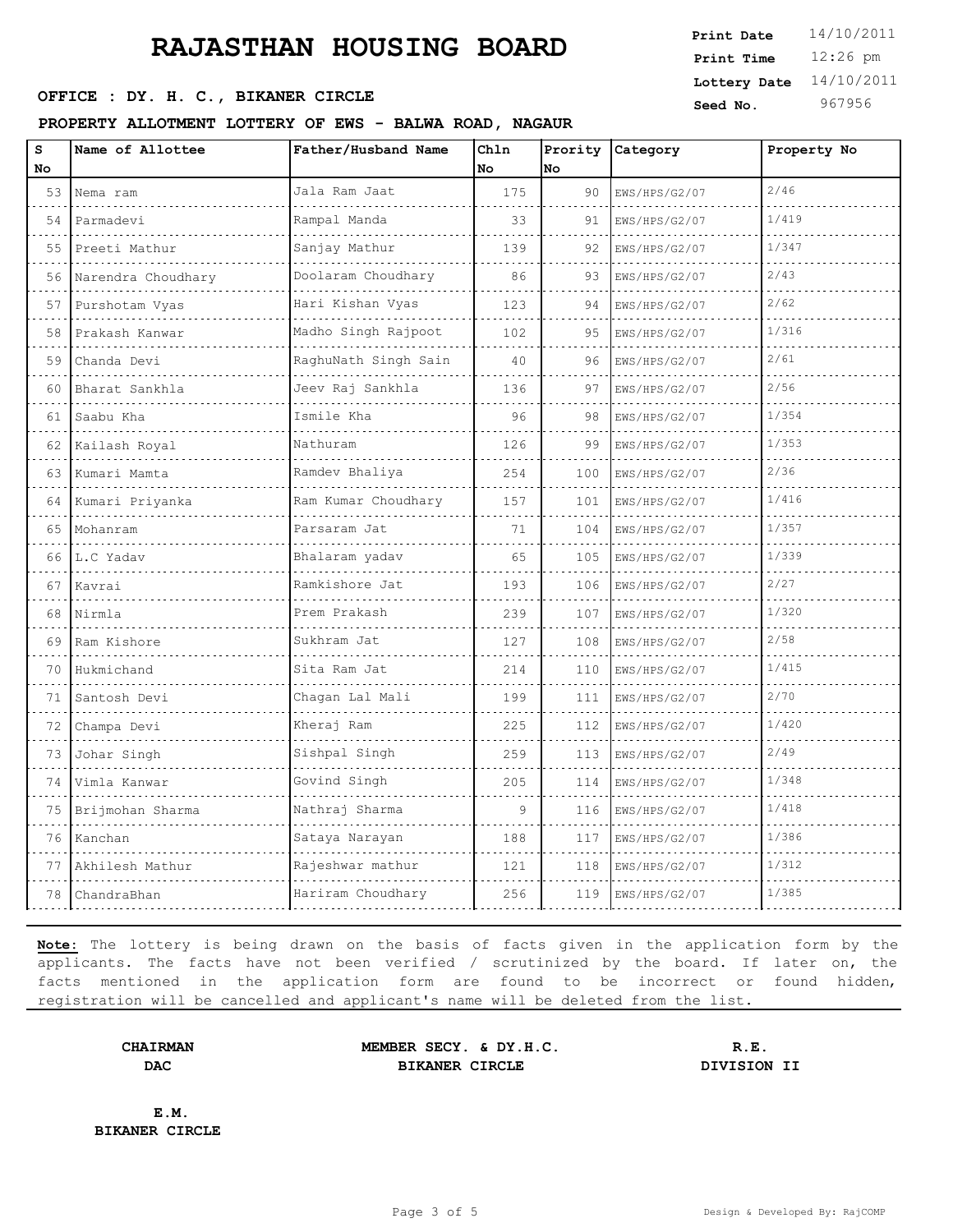# RAJASTHAN HOUSING BOARD

**OFFICE : DY. H. C., BIKANER CIRCLE**

**PROPERTY ALLOTMENT LOTTERY OF EWS - BALWA ROAD, NAGAUR**

**Print Date** 14/10/2011
**Print Time** 12:26 pm
**Lottery Date** 14/10/2011
**Seed No.** 967956

| S No | Name of Allottee | Father/Husband Name | Chln No | Prority No | Category | Property No |
|---|---|---|---|---|---|---|
| 53 | Nema ram | Jala Ram Jaat | 175 | 90 | EWS/HPS/G2/07 | 2/46 |
| 54 | Parmadevi | Rampal Manda | 33 | 91 | EWS/HPS/G2/07 | 1/419 |
| 55 | Preeti Mathur | Sanjay Mathur | 139 | 92 | EWS/HPS/G2/07 | 1/347 |
| 56 | Narendra Choudhary | Doolaram Choudhary | 86 | 93 | EWS/HPS/G2/07 | 2/43 |
| 57 | Purshotam Vyas | Hari Kishan Vyas | 123 | 94 | EWS/HPS/G2/07 | 2/62 |
| 58 | Prakash Kanwar | Madho Singh Rajpoot | 102 | 95 | EWS/HPS/G2/07 | 1/316 |
| 59 | Chanda Devi | RaghuNath Singh Sain | 40 | 96 | EWS/HPS/G2/07 | 2/61 |
| 60 | Bharat Sankhla | Jeev Raj Sankhla | 136 | 97 | EWS/HPS/G2/07 | 2/56 |
| 61 | Saabu Kha | Ismile Kha | 96 | 98 | EWS/HPS/G2/07 | 1/354 |
| 62 | Kailash Royal | Nathuram | 126 | 99 | EWS/HPS/G2/07 | 1/353 |
| 63 | Kumari Mamta | Ramdev Bhaliya | 254 | 100 | EWS/HPS/G2/07 | 2/36 |
| 64 | Kumari Priyanka | Ram Kumar Choudhary | 157 | 101 | EWS/HPS/G2/07 | 1/416 |
| 65 | Mohanram | Parsaram Jat | 71 | 104 | EWS/HPS/G2/07 | 1/357 |
| 66 | L.C Yadav | Bhalaram yadav | 65 | 105 | EWS/HPS/G2/07 | 1/339 |
| 67 | Kavrai | Ramkishore Jat | 193 | 106 | EWS/HPS/G2/07 | 2/27 |
| 68 | Nirmla | Prem Prakash | 239 | 107 | EWS/HPS/G2/07 | 1/320 |
| 69 | Ram Kishore | Sukhram Jat | 127 | 108 | EWS/HPS/G2/07 | 2/58 |
| 70 | Hukmichand | Sita Ram Jat | 214 | 110 | EWS/HPS/G2/07 | 1/415 |
| 71 | Santosh Devi | Chagan Lal Mali | 199 | 111 | EWS/HPS/G2/07 | 2/70 |
| 72 | Champa Devi | Kheraj Ram | 225 | 112 | EWS/HPS/G2/07 | 1/420 |
| 73 | Johar Singh | Sishpal Singh | 259 | 113 | EWS/HPS/G2/07 | 2/49 |
| 74 | Vimla Kanwar | Govind Singh | 205 | 114 | EWS/HPS/G2/07 | 1/348 |
| 75 | Brijmohan Sharma | Nathraj Sharma | 9 | 116 | EWS/HPS/G2/07 | 1/418 |
| 76 | Kanchan | Sataya Narayan | 188 | 117 | EWS/HPS/G2/07 | 1/386 |
| 77 | Akhilesh Mathur | Rajeshwar mathur | 121 | 118 | EWS/HPS/G2/07 | 1/312 |
| 78 | ChandraBhan | Hariram Choudhary | 256 | 119 | EWS/HPS/G2/07 | 1/385 |

**Note:** The lottery is being drawn on the basis of facts given in the application form by the applicants. The facts have not been verified / scrutinized by the board. If later on, the facts mentioned in the application form are found to be incorrect or found hidden, registration will be cancelled and applicant's name will be deleted from the list.

**CHAIRMAN**
**DAC**

**MEMBER SECY. & DY.H.C.**
**BIKANER CIRCLE**

**R.E.**
**DIVISION II**

**E.M.**
**BIKANER CIRCLE**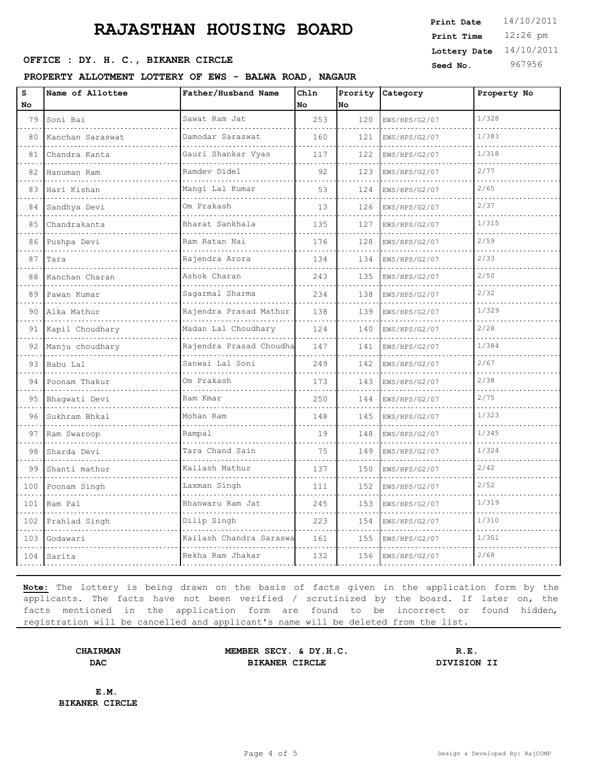# RAJASTHAN HOUSING BOARD

**Print Date** 14/10/2011
**Print Time** 12:26 pm
**Lottery Date** 14/10/2011
**Seed No.** 967956

**OFFICE : DY. H. C., BIKANER CIRCLE**

**PROPERTY ALLOTMENT LOTTERY OF EWS - BALWA ROAD, NAGAUR**

| S No | Name of Allottee | Father/Husband Name | Chln No | Prority No | Category | Property No |
|---|---|---|---|---|---|---|
| 79 | Soni Bai | Sawat Ram Jat | 253 | 120 | EWS/HPS/G2/07 | 1/328 |
| 80 | Kanchan Saraswat | Damodar Saraswat | 160 | 121 | EWS/HPS/G2/07 | 1/383 |
| 81 | Chandra Kanta | Gauri Shankar Vyas | 117 | 122 | EWS/HPS/G2/07 | 1/318 |
| 82 | Hanuman Ram | Ramdev Didel | 92 | 123 | EWS/HPS/G2/07 | 2/77 |
| 83 | Hari Kishan | Mangi Lal Kumar | 53 | 124 | EWS/HPS/G2/07 | 2/65 |
| 84 | Sandhya Devi | Om Prakash | 13 | 126 | EWS/HPS/G2/07 | 2/37 |
| 85 | Chandrakanta | Bharat Sankhala | 135 | 127 | EWS/HPS/G2/07 | 1/315 |
| 86 | Pushpa Devi | Ram Ratan Nai | 176 | 128 | EWS/HPS/G2/07 | 2/59 |
| 87 | Tara | Rajendra Arora | 134 | 134 | EWS/HPS/G2/07 | 2/33 |
| 88 | Kanchan Charan | Ashok Charan | 243 | 135 | EWS/HPS/G2/07 | 2/50 |
| 89 | Pawan Kumar | Sagarmal Sharma | 234 | 138 | EWS/HPS/G2/07 | 2/32 |
| 90 | Alka Mathur | Rajendra Prasad Mathur | 138 | 139 | EWS/HPS/G2/07 | 1/329 |
| 91 | Kapil Choudhary | Madan Lal Choudhary | 124 | 140 | EWS/HPS/G2/07 | 2/28 |
| 92 | Manju choudhary | Rajendra Prasad Choudha | 147 | 141 | EWS/HPS/G2/07 | 1/384 |
| 93 | Babu Lal | Sanwai Lal Soni | 249 | 142 | EWS/HPS/G2/07 | 2/67 |
| 94 | Poonam Thakur | Om Prakash | 173 | 143 | EWS/HPS/G2/07 | 2/38 |
| 95 | Bhagwati Devi | Ram Kmar | 250 | 144 | EWS/HPS/G2/07 | 2/75 |
| 96 | Sukhram Bhkal | Mohan Ram | 148 | 145 | EWS/HPS/G2/07 | 1/323 |
| 97 | Ram Swaroop | Rampal | 19 | 148 | EWS/HPS/G2/07 | 1/345 |
| 98 | Sharda Devi | Tara Chand Sain | 75 | 149 | EWS/HPS/G2/07 | 1/324 |
| 99 | Shanti mathur | Kailash Mathur | 137 | 150 | EWS/HPS/G2/07 | 2/42 |
| 100 | Poonam Singh | Laxman Singh | 111 | 152 | EWS/HPS/G2/07 | 2/52 |
| 101 | Ram Pal | Bhanwaru Ram Jat | 245 | 153 | EWS/HPS/G2/07 | 1/319 |
| 102 | Prahlad Singh | Dilip Singh | 223 | 154 | EWS/HPS/G2/07 | 1/310 |
| 103 | Godawari | Kailash Chandra Saraswa | 161 | 155 | EWS/HPS/G2/07 | 1/351 |
| 104 | Sarita | Rekha Ram Jhakar | 132 | 156 | EWS/HPS/G2/07 | 2/68 |

**Note:** The lottery is being drawn on the basis of facts given in the application form by the applicants. The facts have not been verified / scrutinized by the board. If later on, the facts mentioned in the application form are found to be incorrect or found hidden, registration will be cancelled and applicant's name will be deleted from the list.

**CHAIRMAN**
**DAC**

**MEMBER SECY. & DY.H.C.**
**BIKANER CIRCLE**

**R.E.**
**DIVISION II**

**E.M.**
**BIKANER CIRCLE**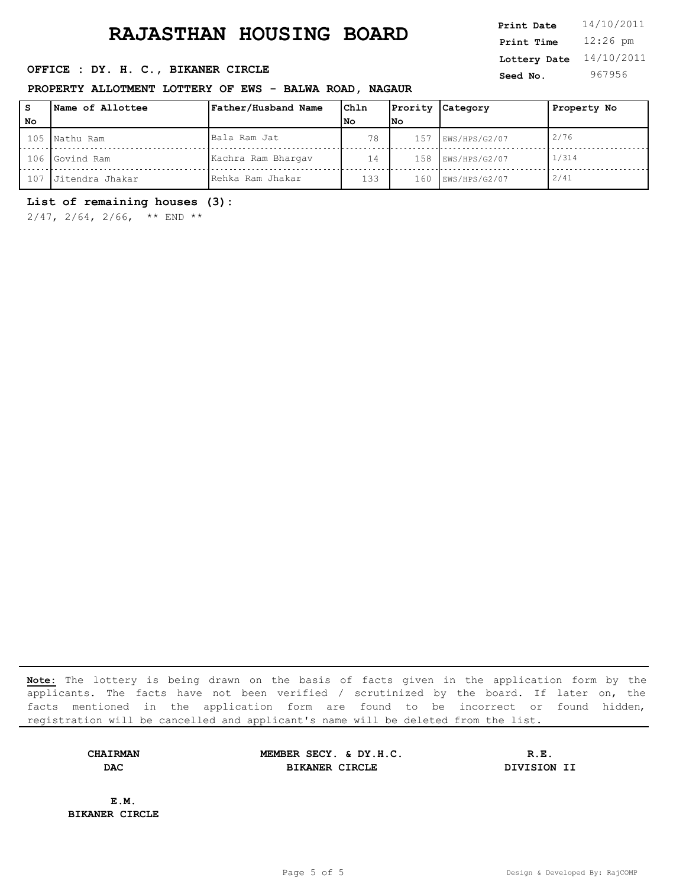# RAJASTHAN HOUSING BOARD

**Print Date** 14/10/2011
**Print Time** 12:26 pm
**Lottery Date** 14/10/2011
**Seed No.** 967956

**OFFICE : DY. H. C., BIKANER CIRCLE**

**PROPERTY ALLOTMENT LOTTERY OF EWS - BALWA ROAD, NAGAUR**

| S No | Name of Allottee | Father/Husband Name | Chln No | Prority No | Category | Property No |
|---|---|---|---|---|---|---|
| 105 | Nathu Ram | Bala Ram Jat | 78 | 157 | EWS/HPS/G2/07 | 2/76 |
| 106 | Govind Ram | Kachra Ram Bhargav | 14 | 158 | EWS/HPS/G2/07 | 1/314 |
| 107 | Jitendra Jhakar | Rehka Ram Jhakar | 133 | 160 | EWS/HPS/G2/07 | 2/41 |

**List of remaining houses (3):**

2/47, 2/64, 2/66, ** END **

**Note:** The lottery is being drawn on the basis of facts given in the application form by the applicants. The facts have not been verified / scrutinized by the board. If later on, the facts mentioned in the application form are found to be incorrect or found hidden, registration will be cancelled and applicant's name will be deleted from the list.

**CHAIRMAN**
**DAC**

**MEMBER SECY. & DY.H.C.**
**BIKANER CIRCLE**

**R.E.**
**DIVISION II**

**E.M.**
**BIKANER CIRCLE**

Design & Developed By: RajCOMP